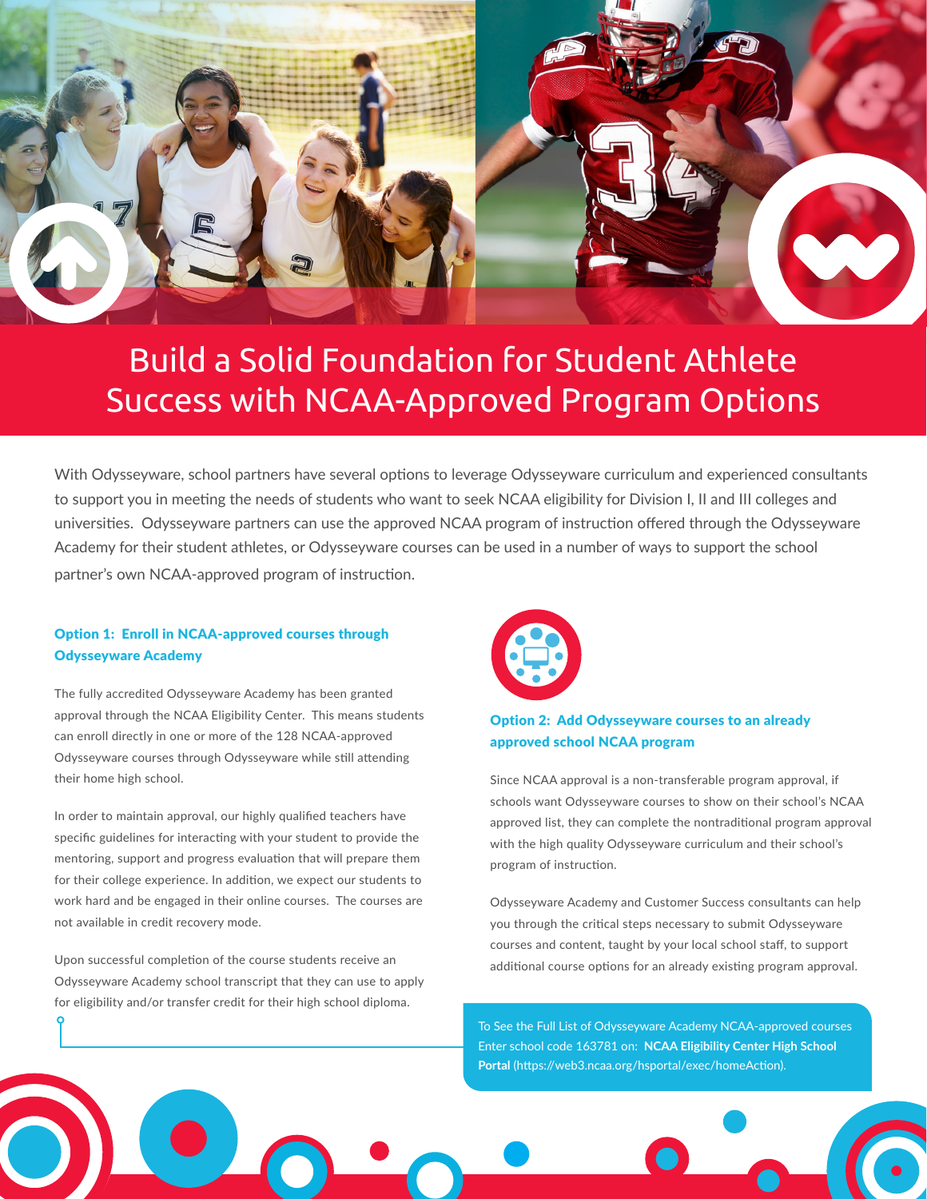# Build a Solid Foundation for Student Athlete Success with NCAA-Approved Program Options

With Odysseyware, school partners have several options to leverage Odysseyware curriculum and experienced consultants to support you in meeting the needs of students who want to seek NCAA eligibility for Division I, II and III colleges and universities. Odysseyware partners can use the approved NCAA program of instruction offered through the Odysseyware Academy for their student athletes, or Odysseyware courses can be used in a number of ways to support the school partner's own NCAA-approved program of instruction.

### Option 1: Enroll in NCAA-approved courses through Odysseyware Academy

The fully accredited Odysseyware Academy has been granted approval through the NCAA Eligibility Center. This means students can enroll directly in one or more of the 128 NCAA-approved Odysseyware courses through Odysseyware while still attending their home high school.

In order to maintain approval, our highly qualified teachers have specific guidelines for interacting with your student to provide the mentoring, support and progress evaluation that will prepare them for their college experience. In addition, we expect our students to work hard and be engaged in their online courses. The courses are not available in credit recovery mode.

Upon successful completion of the course students receive an Odysseyware Academy school transcript that they can use to apply for eligibility and/or transfer credit for their high school diploma.

### Option 2: Add Odysseyware courses to an already approved school NCAA program

Since NCAA approval is a non-transferable program approval, if schools want Odysseyware courses to show on their school's NCAA approved list, they can complete the nontraditional program approval with the high quality Odysseyware curriculum and their school's program of instruction.

Odysseyware Academy and Customer Success consultants can help you through the critical steps necessary to submit Odysseyware courses and content, taught by your local school staff, to support additional course options for an already existing program approval.

To See the Full List of Odysseyware Academy NCAA-approved courses Enter school code 163781 on: **NCAA Eligibility Center High School Portal** (https://web3.ncaa.org/hsportal/exec/homeAction).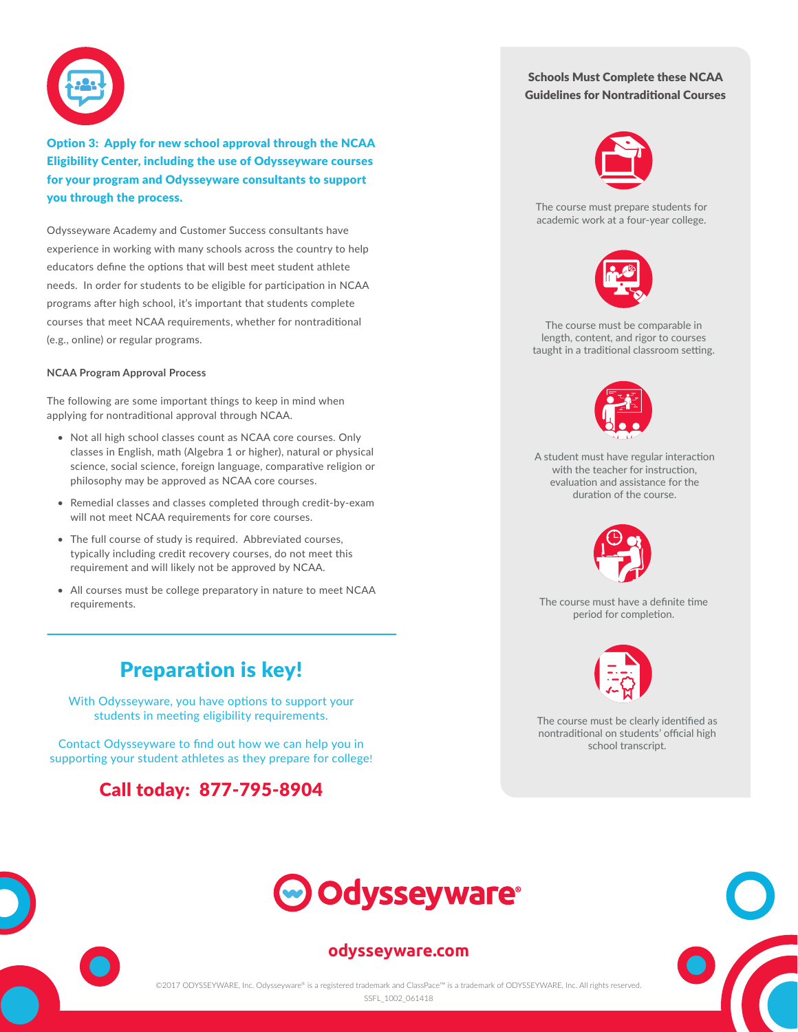## Option 3: Apply for new school approval through the NCAA Eligibility Center, including the use of Odysseyware courses for your program and Odysseyware consultants to support you through the process.

Odysseyware Academy and Customer Success consultants have experience in working with many schools across the country to help educators define the options that will best meet student athlete needs. In order for students to be eligible for participation in NCAA programs after high school, it's important that students complete courses that meet NCAA requirements, whether for nontraditional (e.g., online) or regular programs.

#### NCAA Program Approval Process

The following are some important things to keep in mind when applying for nontraditional approval through NCAA.

- Not all high school classes count as NCAA core courses. Only classes in English, math (Algebra 1 or higher), natural or physical science, social science, foreign language, comparative religion or philosophy may be approved as NCAA core courses.
- Remedial classes and classes completed through credit-by-exam will not meet NCAA requirements for core courses.
- The full course of study is required. Abbreviated courses, typically including credit recovery courses, do not meet this requirement and will likely not be approved by NCAA.
- All courses must be college preparatory in nature to meet NCAA requirements.

## Preparation is key!

With Odysseyware, you have options to support your students in meeting eligibility requirements.

Contact Odysseyware to find out how we can help you in supporting your student athletes as they prepare for college!

### Call today: 877-795-8904

### Schools Must Complete these NCAA Guidelines for Nontraditional Courses

The course must prepare students for academic work at a four-year college.

The course must be comparable in length, content, and rigor to courses taught in a traditional classroom setting.

A student must have regular interaction with the teacher for instruction, evaluation and assistance for the duration of the course.

The course must have a definite time period for completion.

The course must be clearly identified as nontraditional on students' official high school transcript.

Odysseyware®

odysseyware.com

©2017 ODYSSEYWARE, Inc. Odysseyware® is a registered trademark and ClassPace™ is a trademark of ODYSSEYWARE, Inc. All rights reserved.
SSFL_1002_061418